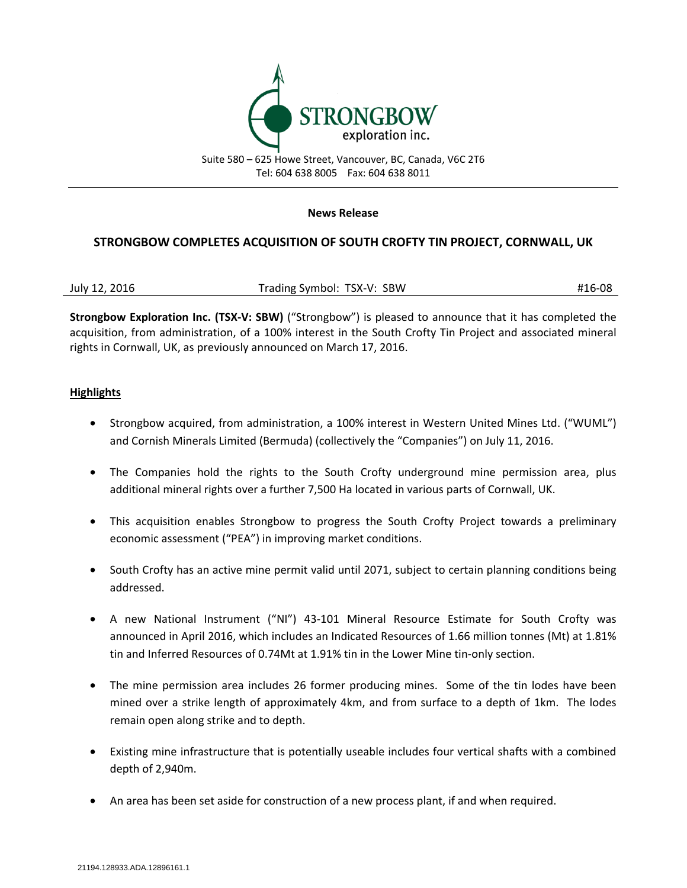STRONGBOW exploration inc.

Suite 580 – 625 Howe Street, Vancouver, BC, Canada, V6C 2T6
Tel: 604 638 8005 Fax: 604 638 8011

**News Release**

# STRONGBOW COMPLETES ACQUISITION OF SOUTH CROFTY TIN PROJECT, CORNWALL, UK

July 12, 2016 Trading Symbol: TSX-V: SBW #16-08

**Strongbow Exploration Inc. (TSX-V: SBW)** ("Strongbow") is pleased to announce that it has completed the acquisition, from administration, of a 100% interest in the South Crofty Tin Project and associated mineral rights in Cornwall, UK, as previously announced on March 17, 2016.

## Highlights

- Strongbow acquired, from administration, a 100% interest in Western United Mines Ltd. ("WUML") and Cornish Minerals Limited (Bermuda) (collectively the "Companies") on July 11, 2016.
- The Companies hold the rights to the South Crofty underground mine permission area, plus additional mineral rights over a further 7,500 Ha located in various parts of Cornwall, UK.
- This acquisition enables Strongbow to progress the South Crofty Project towards a preliminary economic assessment ("PEA") in improving market conditions.
- South Crofty has an active mine permit valid until 2071, subject to certain planning conditions being addressed.
- A new National Instrument ("NI") 43-101 Mineral Resource Estimate for South Crofty was announced in April 2016, which includes an Indicated Resources of 1.66 million tonnes (Mt) at 1.81% tin and Inferred Resources of 0.74Mt at 1.91% tin in the Lower Mine tin-only section.
- The mine permission area includes 26 former producing mines. Some of the tin lodes have been mined over a strike length of approximately 4km, and from surface to a depth of 1km. The lodes remain open along strike and to depth.
- Existing mine infrastructure that is potentially useable includes four vertical shafts with a combined depth of 2,940m.
- An area has been set aside for construction of a new process plant, if and when required.

21194.128933.ADA.12896161.1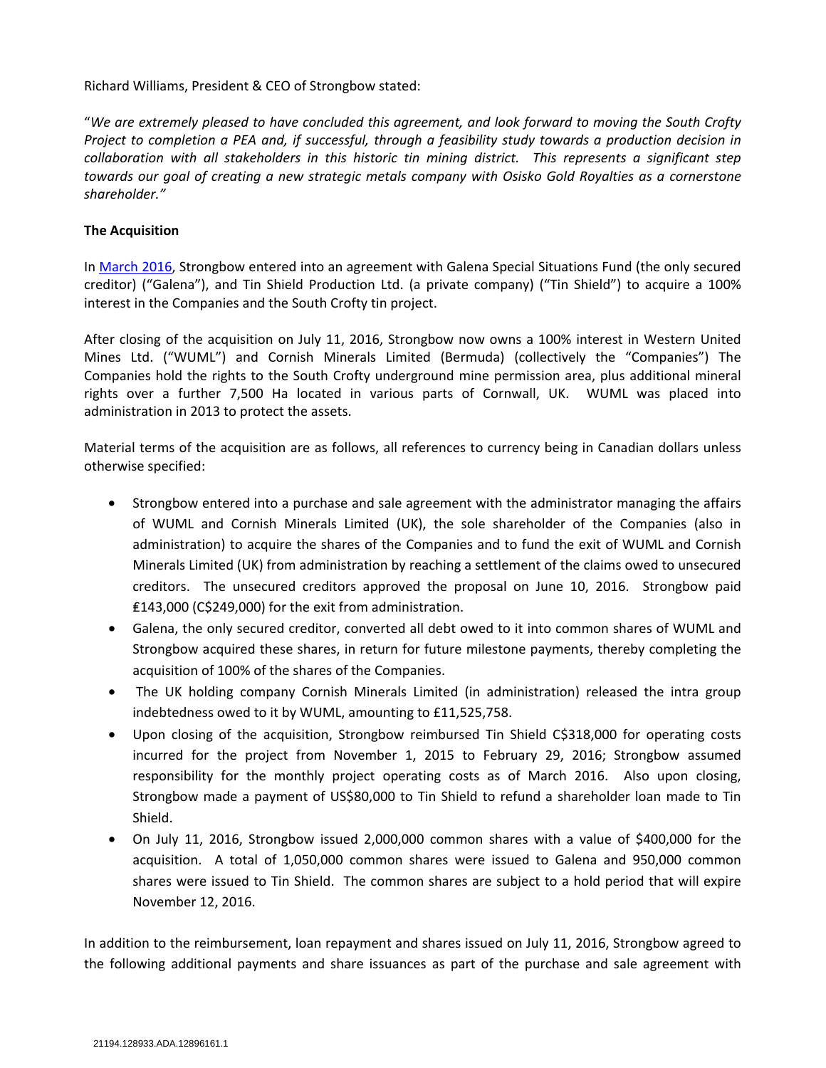Richard Williams, President & CEO of Strongbow stated:

"*We are extremely pleased to have concluded this agreement, and look forward to moving the South Crofty Project to completion a PEA and, if successful, through a feasibility study towards a production decision in collaboration with all stakeholders in this historic tin mining district. This represents a significant step towards our goal of creating a new strategic metals company with Osisko Gold Royalties as a cornerstone shareholder.*"

**The Acquisition**

In March 2016, Strongbow entered into an agreement with Galena Special Situations Fund (the only secured creditor) ("Galena"), and Tin Shield Production Ltd. (a private company) ("Tin Shield") to acquire a 100% interest in the Companies and the South Crofty tin project.

After closing of the acquisition on July 11, 2016, Strongbow now owns a 100% interest in Western United Mines Ltd. ("WUML") and Cornish Minerals Limited (Bermuda) (collectively the "Companies") The Companies hold the rights to the South Crofty underground mine permission area, plus additional mineral rights over a further 7,500 Ha located in various parts of Cornwall, UK. WUML was placed into administration in 2013 to protect the assets.

Material terms of the acquisition are as follows, all references to currency being in Canadian dollars unless otherwise specified:

- Strongbow entered into a purchase and sale agreement with the administrator managing the affairs of WUML and Cornish Minerals Limited (UK), the sole shareholder of the Companies (also in administration) to acquire the shares of the Companies and to fund the exit of WUML and Cornish Minerals Limited (UK) from administration by reaching a settlement of the claims owed to unsecured creditors. The unsecured creditors approved the proposal on June 10, 2016. Strongbow paid ₤143,000 (C$249,000) for the exit from administration.
- Galena, the only secured creditor, converted all debt owed to it into common shares of WUML and Strongbow acquired these shares, in return for future milestone payments, thereby completing the acquisition of 100% of the shares of the Companies.
- The UK holding company Cornish Minerals Limited (in administration) released the intra group indebtedness owed to it by WUML, amounting to £11,525,758.
- Upon closing of the acquisition, Strongbow reimbursed Tin Shield C$318,000 for operating costs incurred for the project from November 1, 2015 to February 29, 2016; Strongbow assumed responsibility for the monthly project operating costs as of March 2016. Also upon closing, Strongbow made a payment of US$80,000 to Tin Shield to refund a shareholder loan made to Tin Shield.
- On July 11, 2016, Strongbow issued 2,000,000 common shares with a value of $400,000 for the acquisition. A total of 1,050,000 common shares were issued to Galena and 950,000 common shares were issued to Tin Shield. The common shares are subject to a hold period that will expire November 12, 2016.

In addition to the reimbursement, loan repayment and shares issued on July 11, 2016, Strongbow agreed to the following additional payments and share issuances as part of the purchase and sale agreement with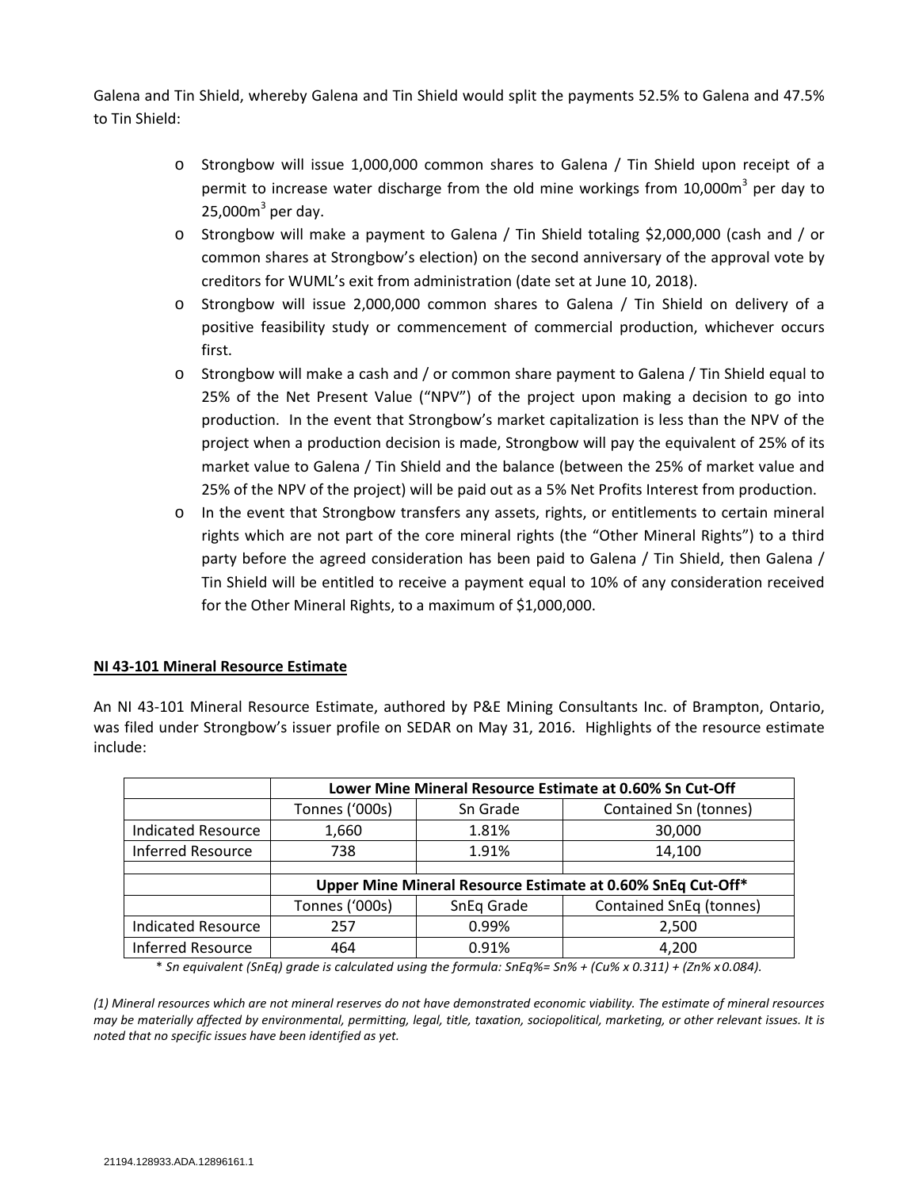Galena and Tin Shield, whereby Galena and Tin Shield would split the payments 52.5% to Galena and 47.5% to Tin Shield:

- Strongbow will issue 1,000,000 common shares to Galena / Tin Shield upon receipt of a permit to increase water discharge from the old mine workings from 10,000m$^3$ per day to 25,000m$^3$ per day.
- Strongbow will make a payment to Galena / Tin Shield totaling $2,000,000 (cash and / or common shares at Strongbow's election) on the second anniversary of the approval vote by creditors for WUML's exit from administration (date set at June 10, 2018).
- Strongbow will issue 2,000,000 common shares to Galena / Tin Shield on delivery of a positive feasibility study or commencement of commercial production, whichever occurs first.
- Strongbow will make a cash and / or common share payment to Galena / Tin Shield equal to 25% of the Net Present Value ("NPV") of the project upon making a decision to go into production. In the event that Strongbow's market capitalization is less than the NPV of the project when a production decision is made, Strongbow will pay the equivalent of 25% of its market value to Galena / Tin Shield and the balance (between the 25% of market value and 25% of the NPV of the project) will be paid out as a 5% Net Profits Interest from production.
- In the event that Strongbow transfers any assets, rights, or entitlements to certain mineral rights which are not part of the core mineral rights (the "Other Mineral Rights") to a third party before the agreed consideration has been paid to Galena / Tin Shield, then Galena / Tin Shield will be entitled to receive a payment equal to 10% of any consideration received for the Other Mineral Rights, to a maximum of $1,000,000.

**NI 43-101 Mineral Resource Estimate**

An NI 43-101 Mineral Resource Estimate, authored by P&E Mining Consultants Inc. of Brampton, Ontario, was filed under Strongbow's issuer profile on SEDAR on May 31, 2016. Highlights of the resource estimate include:

| | **Lower Mine Mineral Resource Estimate at 0.60% Sn Cut-Off** | | |
|---|---|---|---|
| | Tonnes ('000s) | Sn Grade | Contained Sn (tonnes) |
| Indicated Resource | 1,660 | 1.81% | 30,000 |
| Inferred Resource | 738 | 1.91% | 14,100 |
| | | | |
| | **Upper Mine Mineral Resource Estimate at 0.60% SnEq Cut-Off*** | | |
| | Tonnes ('000s) | SnEq Grade | Contained SnEq (tonnes) |
| Indicated Resource | 257 | 0.99% | 2,500 |
| Inferred Resource | 464 | 0.91% | 4,200 |

*\* Sn equivalent (SnEq) grade is calculated using the formula: SnEq%= Sn% + (Cu% x 0.311) + (Zn% x 0.084).*

*(1) Mineral resources which are not mineral reserves do not have demonstrated economic viability. The estimate of mineral resources may be materially affected by environmental, permitting, legal, title, taxation, sociopolitical, marketing, or other relevant issues. It is noted that no specific issues have been identified as yet.*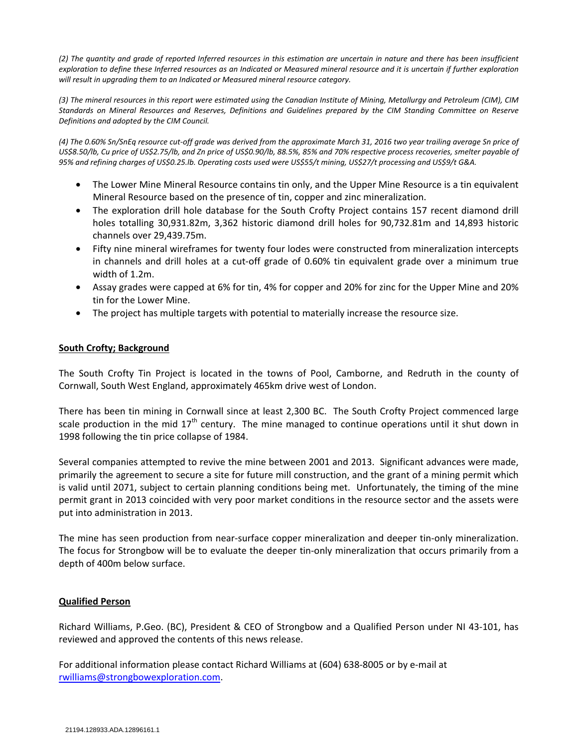*(2) The quantity and grade of reported Inferred resources in this estimation are uncertain in nature and there has been insufficient exploration to define these Inferred resources as an Indicated or Measured mineral resource and it is uncertain if further exploration will result in upgrading them to an Indicated or Measured mineral resource category.*

*(3) The mineral resources in this report were estimated using the Canadian Institute of Mining, Metallurgy and Petroleum (CIM), CIM Standards on Mineral Resources and Reserves, Definitions and Guidelines prepared by the CIM Standing Committee on Reserve Definitions and adopted by the CIM Council.*

*(4) The 0.60% Sn/SnEq resource cut-off grade was derived from the approximate March 31, 2016 two year trailing average Sn price of US$8.50/lb, Cu price of US$2.75/lb, and Zn price of US$0.90/lb, 88.5%, 85% and 70% respective process recoveries, smelter payable of 95% and refining charges of US$0.25.lb. Operating costs used were US$55/t mining, US$27/t processing and US$9/t G&A.*

- The Lower Mine Mineral Resource contains tin only, and the Upper Mine Resource is a tin equivalent Mineral Resource based on the presence of tin, copper and zinc mineralization.
- The exploration drill hole database for the South Crofty Project contains 157 recent diamond drill holes totalling 30,931.82m, 3,362 historic diamond drill holes for 90,732.81m and 14,893 historic channels over 29,439.75m.
- Fifty nine mineral wireframes for twenty four lodes were constructed from mineralization intercepts in channels and drill holes at a cut-off grade of 0.60% tin equivalent grade over a minimum true width of 1.2m.
- Assay grades were capped at 6% for tin, 4% for copper and 20% for zinc for the Upper Mine and 20% tin for the Lower Mine.
- The project has multiple targets with potential to materially increase the resource size.

## South Crofty; Background

The South Crofty Tin Project is located in the towns of Pool, Camborne, and Redruth in the county of Cornwall, South West England, approximately 465km drive west of London.

There has been tin mining in Cornwall since at least 2,300 BC. The South Crofty Project commenced large scale production in the mid 17th century. The mine managed to continue operations until it shut down in 1998 following the tin price collapse of 1984.

Several companies attempted to revive the mine between 2001 and 2013. Significant advances were made, primarily the agreement to secure a site for future mill construction, and the grant of a mining permit which is valid until 2071, subject to certain planning conditions being met. Unfortunately, the timing of the mine permit grant in 2013 coincided with very poor market conditions in the resource sector and the assets were put into administration in 2013.

The mine has seen production from near-surface copper mineralization and deeper tin-only mineralization. The focus for Strongbow will be to evaluate the deeper tin-only mineralization that occurs primarily from a depth of 400m below surface.

## Qualified Person

Richard Williams, P.Geo. (BC), President & CEO of Strongbow and a Qualified Person under NI 43-101, has reviewed and approved the contents of this news release.

For additional information please contact Richard Williams at (604) 638-8005 or by e-mail at rwilliams@strongbowexploration.com.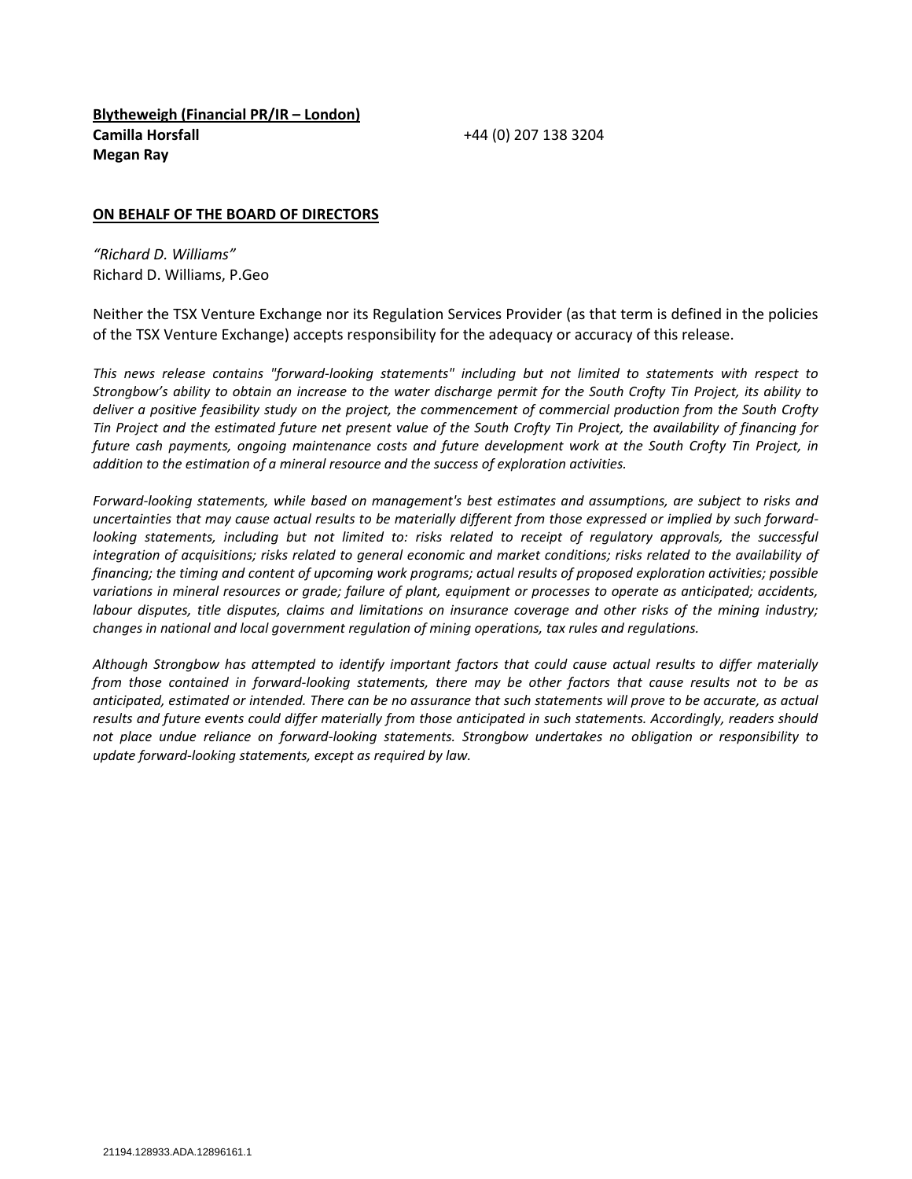**Blytheweigh (Financial PR/IR – London)**
**Camilla Horsfall** +44 (0) 207 138 3204
**Megan Ray**

**ON BEHALF OF THE BOARD OF DIRECTORS**

*"Richard D. Williams"*
Richard D. Williams, P.Geo

Neither the TSX Venture Exchange nor its Regulation Services Provider (as that term is defined in the policies of the TSX Venture Exchange) accepts responsibility for the adequacy or accuracy of this release.

*This news release contains "forward-looking statements" including but not limited to statements with respect to Strongbow's ability to obtain an increase to the water discharge permit for the South Crofty Tin Project, its ability to deliver a positive feasibility study on the project, the commencement of commercial production from the South Crofty Tin Project and the estimated future net present value of the South Crofty Tin Project, the availability of financing for future cash payments, ongoing maintenance costs and future development work at the South Crofty Tin Project, in addition to the estimation of a mineral resource and the success of exploration activities.*

*Forward-looking statements, while based on management's best estimates and assumptions, are subject to risks and uncertainties that may cause actual results to be materially different from those expressed or implied by such forward-looking statements, including but not limited to: risks related to receipt of regulatory approvals, the successful integration of acquisitions; risks related to general economic and market conditions; risks related to the availability of financing; the timing and content of upcoming work programs; actual results of proposed exploration activities; possible variations in mineral resources or grade; failure of plant, equipment or processes to operate as anticipated; accidents, labour disputes, title disputes, claims and limitations on insurance coverage and other risks of the mining industry; changes in national and local government regulation of mining operations, tax rules and regulations.*

*Although Strongbow has attempted to identify important factors that could cause actual results to differ materially from those contained in forward-looking statements, there may be other factors that cause results not to be as anticipated, estimated or intended. There can be no assurance that such statements will prove to be accurate, as actual results and future events could differ materially from those anticipated in such statements. Accordingly, readers should not place undue reliance on forward-looking statements. Strongbow undertakes no obligation or responsibility to update forward-looking statements, except as required by law.*

21194.128933.ADA.12896161.1